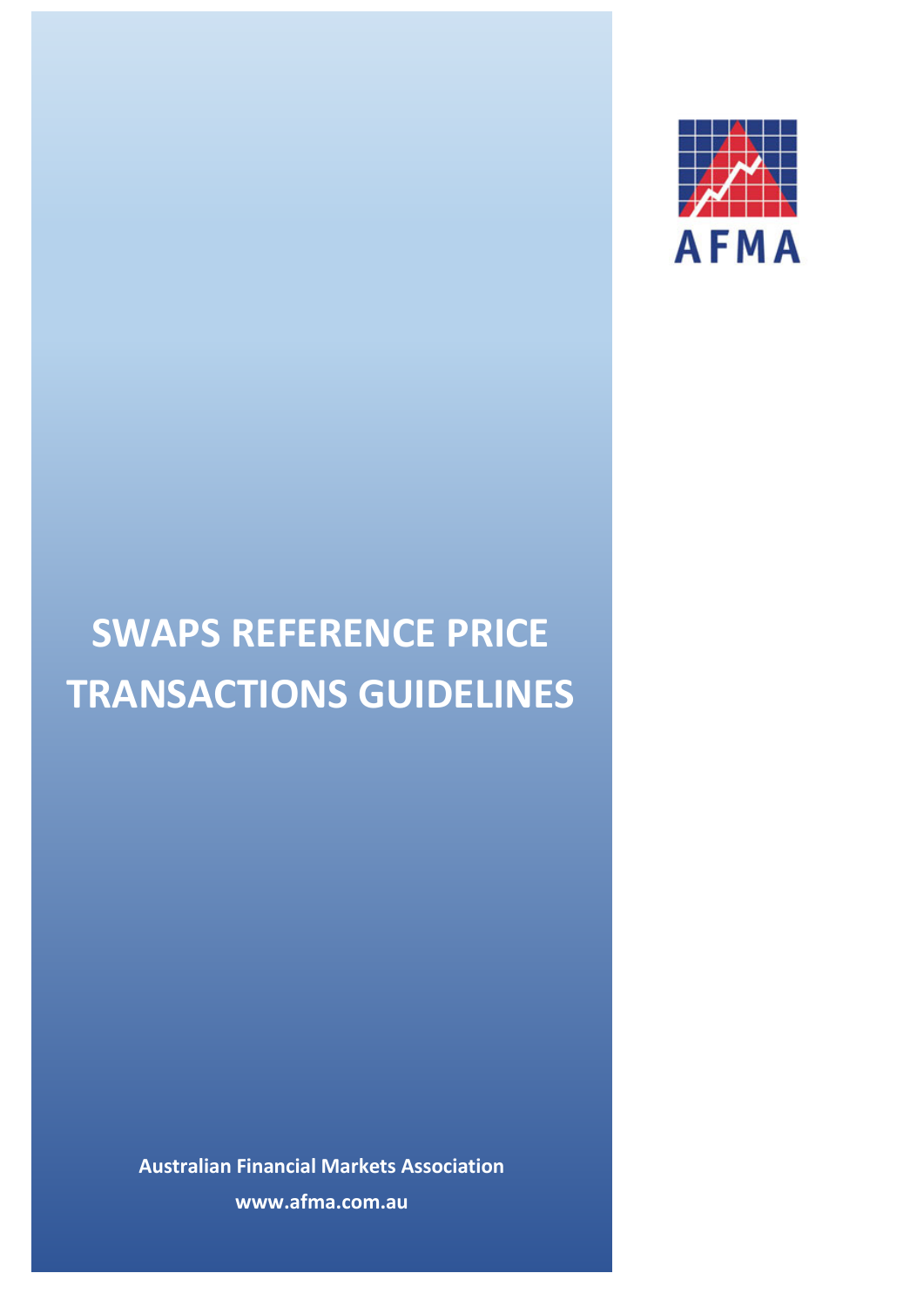AFMA

# SWAPS REFERENCE PRICE TRANSACTIONS GUIDELINES

**Australian Financial Markets Association**

**www.afma.com.au**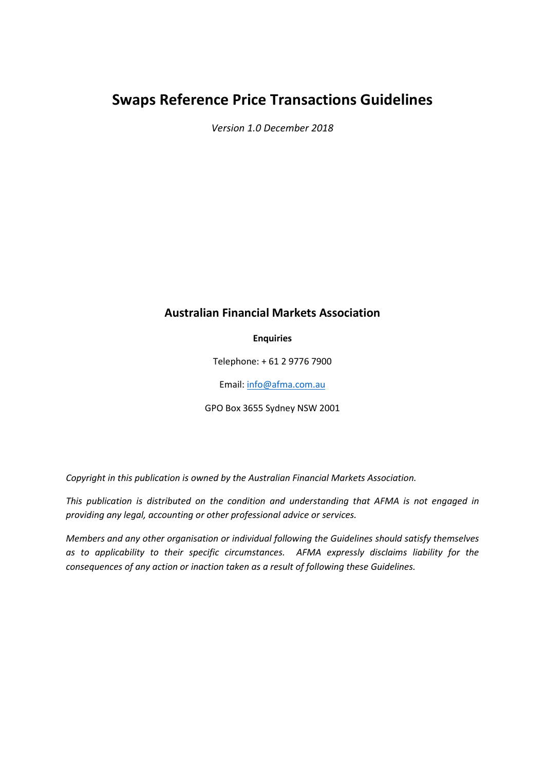# Swaps Reference Price Transactions Guidelines

*Version 1.0 December 2018*

## Australian Financial Markets Association

**Enquiries**

Telephone: + 61 2 9776 7900

Email: info@afma.com.au

GPO Box 3655 Sydney NSW 2001

*Copyright in this publication is owned by the Australian Financial Markets Association.*

*This publication is distributed on the condition and understanding that AFMA is not engaged in providing any legal, accounting or other professional advice or services.*

*Members and any other organisation or individual following the Guidelines should satisfy themselves as to applicability to their specific circumstances. AFMA expressly disclaims liability for the consequences of any action or inaction taken as a result of following these Guidelines.*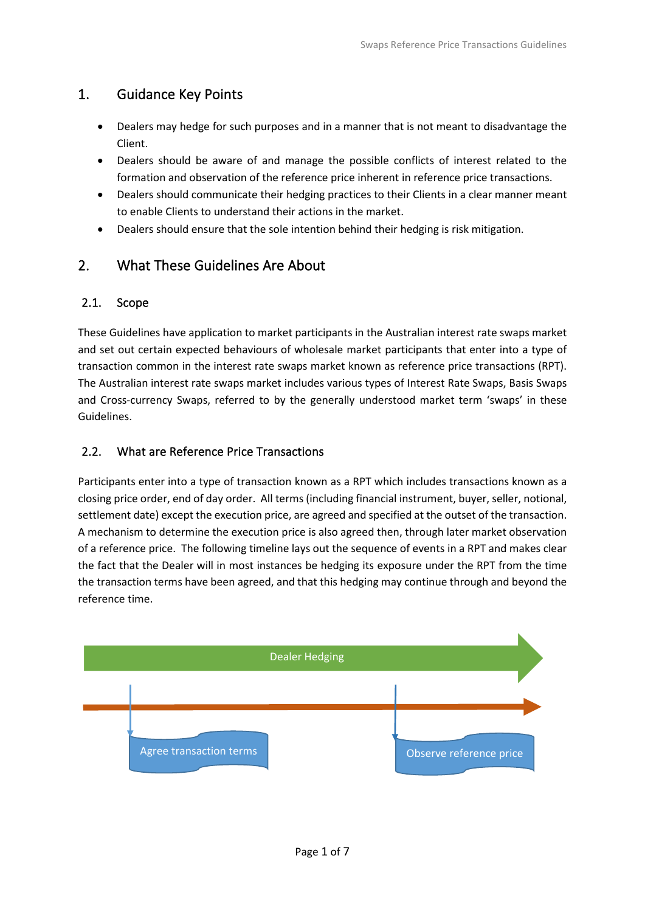## 1. Guidance Key Points

- Dealers may hedge for such purposes and in a manner that is not meant to disadvantage the Client.
- Dealers should be aware of and manage the possible conflicts of interest related to the formation and observation of the reference price inherent in reference price transactions.
- Dealers should communicate their hedging practices to their Clients in a clear manner meant to enable Clients to understand their actions in the market.
- Dealers should ensure that the sole intention behind their hedging is risk mitigation.

## 2. What These Guidelines Are About

### 2.1. Scope

These Guidelines have application to market participants in the Australian interest rate swaps market and set out certain expected behaviours of wholesale market participants that enter into a type of transaction common in the interest rate swaps market known as reference price transactions (RPT). The Australian interest rate swaps market includes various types of Interest Rate Swaps, Basis Swaps and Cross-currency Swaps, referred to by the generally understood market term 'swaps' in these Guidelines.

### 2.2. What are Reference Price Transactions

Participants enter into a type of transaction known as a RPT which includes transactions known as a closing price order, end of day order. All terms (including financial instrument, buyer, seller, notional, settlement date) except the execution price, are agreed and specified at the outset of the transaction. A mechanism to determine the execution price is also agreed then, through later market observation of a reference price. The following timeline lays out the sequence of events in a RPT and makes clear the fact that the Dealer will in most instances be hedging its exposure under the RPT from the time the transaction terms have been agreed, and that this hedging may continue through and beyond the reference time.

Dealer Hedging

Agree transaction terms

Observe reference price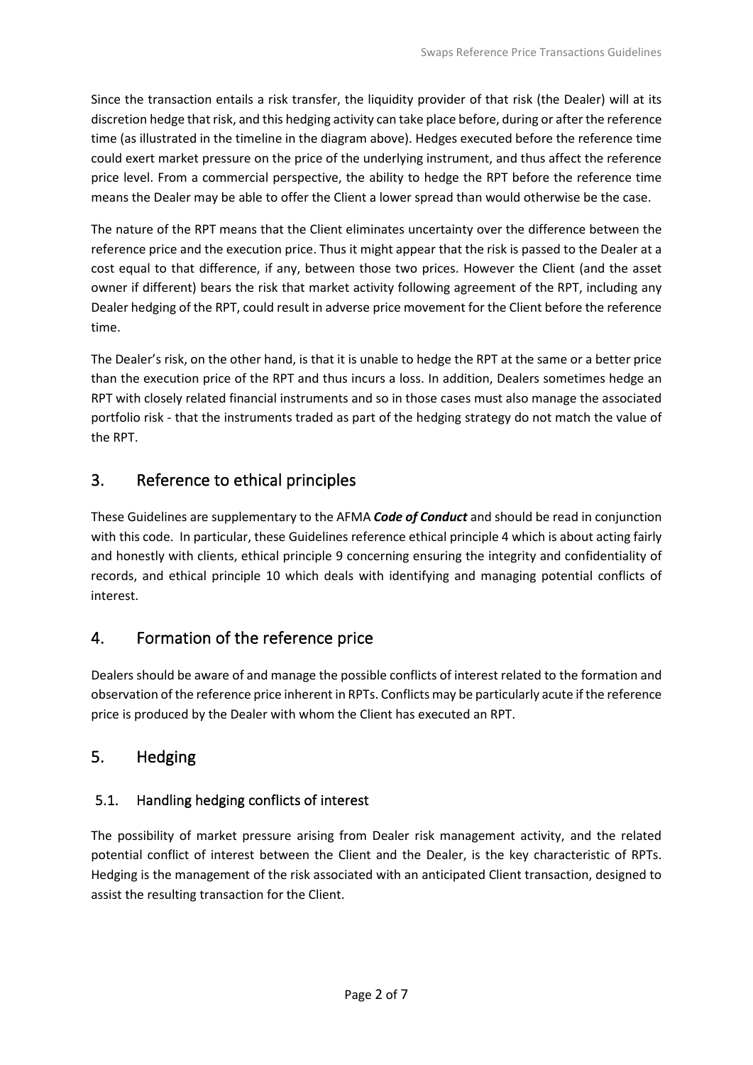Since the transaction entails a risk transfer, the liquidity provider of that risk (the Dealer) will at its discretion hedge that risk, and this hedging activity can take place before, during or after the reference time (as illustrated in the timeline in the diagram above). Hedges executed before the reference time could exert market pressure on the price of the underlying instrument, and thus affect the reference price level. From a commercial perspective, the ability to hedge the RPT before the reference time means the Dealer may be able to offer the Client a lower spread than would otherwise be the case.

The nature of the RPT means that the Client eliminates uncertainty over the difference between the reference price and the execution price. Thus it might appear that the risk is passed to the Dealer at a cost equal to that difference, if any, between those two prices. However the Client (and the asset owner if different) bears the risk that market activity following agreement of the RPT, including any Dealer hedging of the RPT, could result in adverse price movement for the Client before the reference time.

The Dealer's risk, on the other hand, is that it is unable to hedge the RPT at the same or a better price than the execution price of the RPT and thus incurs a loss. In addition, Dealers sometimes hedge an RPT with closely related financial instruments and so in those cases must also manage the associated portfolio risk - that the instruments traded as part of the hedging strategy do not match the value of the RPT.

## 3. Reference to ethical principles

These Guidelines are supplementary to the AFMA ***Code of Conduct*** and should be read in conjunction with this code. In particular, these Guidelines reference ethical principle 4 which is about acting fairly and honestly with clients, ethical principle 9 concerning ensuring the integrity and confidentiality of records, and ethical principle 10 which deals with identifying and managing potential conflicts of interest.

## 4. Formation of the reference price

Dealers should be aware of and manage the possible conflicts of interest related to the formation and observation of the reference price inherent in RPTs. Conflicts may be particularly acute if the reference price is produced by the Dealer with whom the Client has executed an RPT.

## 5. Hedging

### 5.1. Handling hedging conflicts of interest

The possibility of market pressure arising from Dealer risk management activity, and the related potential conflict of interest between the Client and the Dealer, is the key characteristic of RPTs. Hedging is the management of the risk associated with an anticipated Client transaction, designed to assist the resulting transaction for the Client.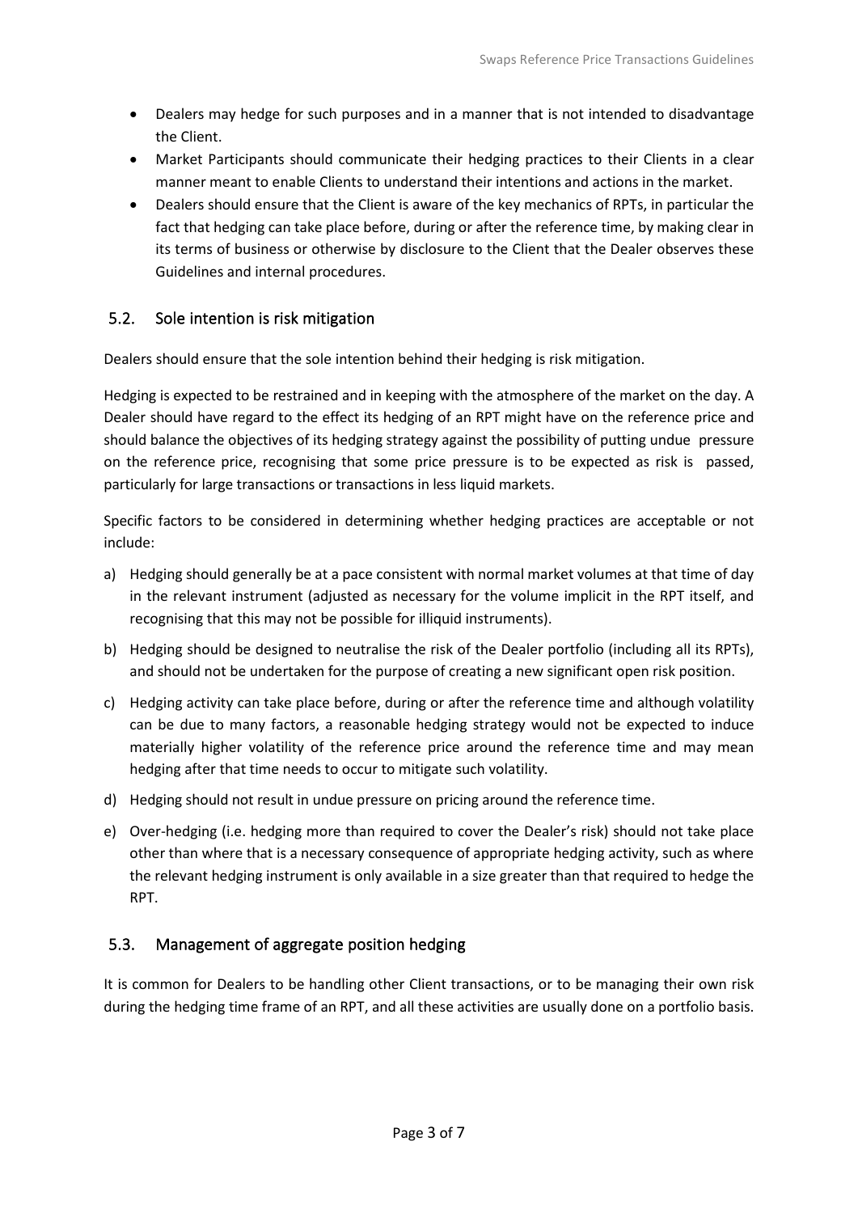- Dealers may hedge for such purposes and in a manner that is not intended to disadvantage the Client.
- Market Participants should communicate their hedging practices to their Clients in a clear manner meant to enable Clients to understand their intentions and actions in the market.
- Dealers should ensure that the Client is aware of the key mechanics of RPTs, in particular the fact that hedging can take place before, during or after the reference time, by making clear in its terms of business or otherwise by disclosure to the Client that the Dealer observes these Guidelines and internal procedures.

## 5.2. Sole intention is risk mitigation

Dealers should ensure that the sole intention behind their hedging is risk mitigation.

Hedging is expected to be restrained and in keeping with the atmosphere of the market on the day. A Dealer should have regard to the effect its hedging of an RPT might have on the reference price and should balance the objectives of its hedging strategy against the possibility of putting undue pressure on the reference price, recognising that some price pressure is to be expected as risk is passed, particularly for large transactions or transactions in less liquid markets.

Specific factors to be considered in determining whether hedging practices are acceptable or not include:

a) Hedging should generally be at a pace consistent with normal market volumes at that time of day in the relevant instrument (adjusted as necessary for the volume implicit in the RPT itself, and recognising that this may not be possible for illiquid instruments).

b) Hedging should be designed to neutralise the risk of the Dealer portfolio (including all its RPTs), and should not be undertaken for the purpose of creating a new significant open risk position.

c) Hedging activity can take place before, during or after the reference time and although volatility can be due to many factors, a reasonable hedging strategy would not be expected to induce materially higher volatility of the reference price around the reference time and may mean hedging after that time needs to occur to mitigate such volatility.

d) Hedging should not result in undue pressure on pricing around the reference time.

e) Over-hedging (i.e. hedging more than required to cover the Dealer's risk) should not take place other than where that is a necessary consequence of appropriate hedging activity, such as where the relevant hedging instrument is only available in a size greater than that required to hedge the RPT.

## 5.3. Management of aggregate position hedging

It is common for Dealers to be handling other Client transactions, or to be managing their own risk during the hedging time frame of an RPT, and all these activities are usually done on a portfolio basis.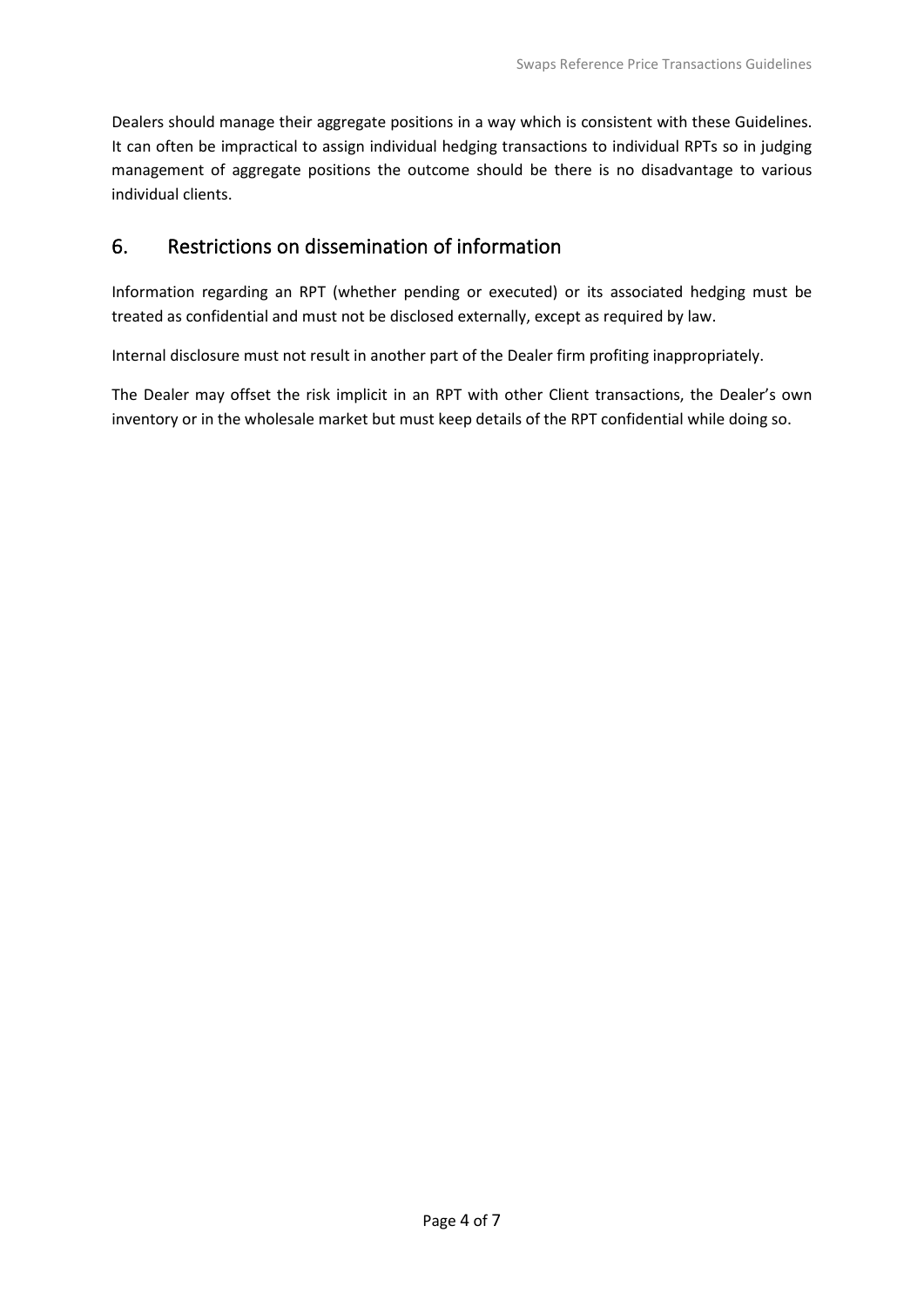Dealers should manage their aggregate positions in a way which is consistent with these Guidelines. It can often be impractical to assign individual hedging transactions to individual RPTs so in judging management of aggregate positions the outcome should be there is no disadvantage to various individual clients.

## 6. Restrictions on dissemination of information

Information regarding an RPT (whether pending or executed) or its associated hedging must be treated as confidential and must not be disclosed externally, except as required by law.

Internal disclosure must not result in another part of the Dealer firm profiting inappropriately.

The Dealer may offset the risk implicit in an RPT with other Client transactions, the Dealer's own inventory or in the wholesale market but must keep details of the RPT confidential while doing so.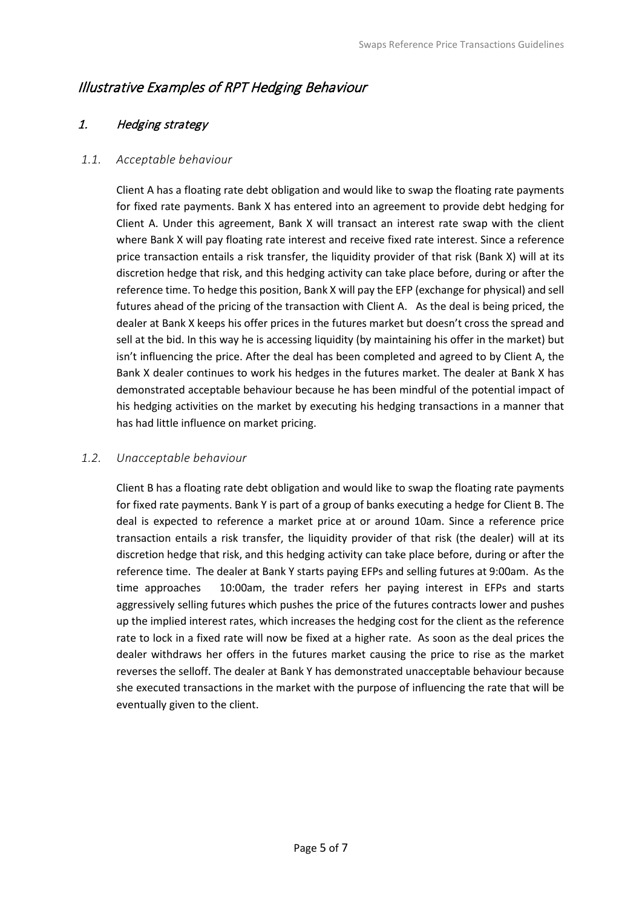# *Illustrative Examples of RPT Hedging Behaviour*

## *1. Hedging strategy*

### *1.1. Acceptable behaviour*

Client A has a floating rate debt obligation and would like to swap the floating rate payments for fixed rate payments. Bank X has entered into an agreement to provide debt hedging for Client A. Under this agreement, Bank X will transact an interest rate swap with the client where Bank X will pay floating rate interest and receive fixed rate interest. Since a reference price transaction entails a risk transfer, the liquidity provider of that risk (Bank X) will at its discretion hedge that risk, and this hedging activity can take place before, during or after the reference time. To hedge this position, Bank X will pay the EFP (exchange for physical) and sell futures ahead of the pricing of the transaction with Client A. As the deal is being priced, the dealer at Bank X keeps his offer prices in the futures market but doesn't cross the spread and sell at the bid. In this way he is accessing liquidity (by maintaining his offer in the market) but isn't influencing the price. After the deal has been completed and agreed to by Client A, the Bank X dealer continues to work his hedges in the futures market. The dealer at Bank X has demonstrated acceptable behaviour because he has been mindful of the potential impact of his hedging activities on the market by executing his hedging transactions in a manner that has had little influence on market pricing.

### *1.2. Unacceptable behaviour*

Client B has a floating rate debt obligation and would like to swap the floating rate payments for fixed rate payments. Bank Y is part of a group of banks executing a hedge for Client B. The deal is expected to reference a market price at or around 10am. Since a reference price transaction entails a risk transfer, the liquidity provider of that risk (the dealer) will at its discretion hedge that risk, and this hedging activity can take place before, during or after the reference time. The dealer at Bank Y starts paying EFPs and selling futures at 9:00am. As the time approaches 10:00am, the trader refers her paying interest in EFPs and starts aggressively selling futures which pushes the price of the futures contracts lower and pushes up the implied interest rates, which increases the hedging cost for the client as the reference rate to lock in a fixed rate will now be fixed at a higher rate. As soon as the deal prices the dealer withdraws her offers in the futures market causing the price to rise as the market reverses the selloff. The dealer at Bank Y has demonstrated unacceptable behaviour because she executed transactions in the market with the purpose of influencing the rate that will be eventually given to the client.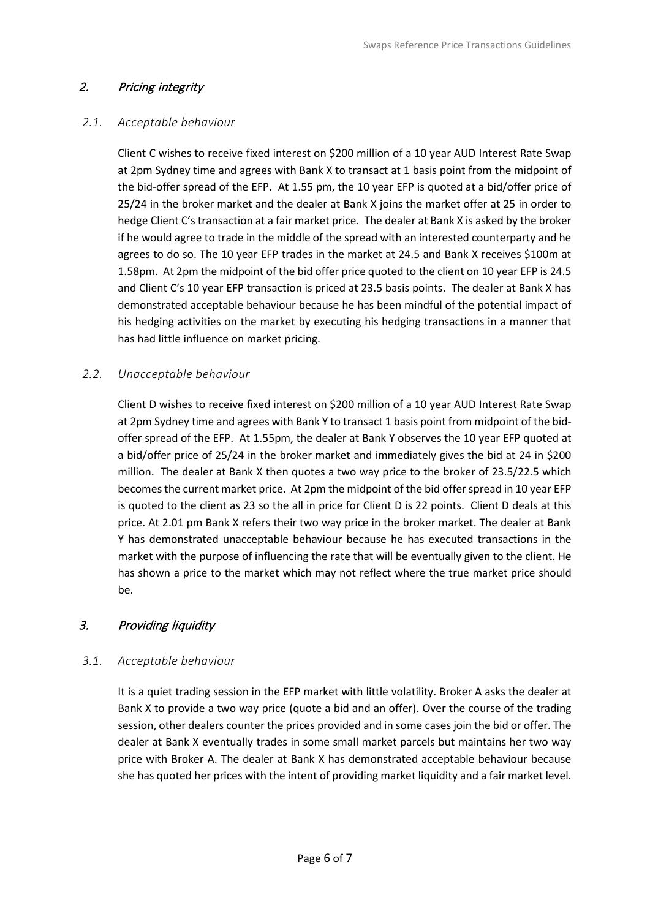## 2. *Pricing integrity*

### *2.1. Acceptable behaviour*

Client C wishes to receive fixed interest on $200 million of a 10 year AUD Interest Rate Swap at 2pm Sydney time and agrees with Bank X to transact at 1 basis point from the midpoint of the bid-offer spread of the EFP. At 1.55 pm, the 10 year EFP is quoted at a bid/offer price of 25/24 in the broker market and the dealer at Bank X joins the market offer at 25 in order to hedge Client C's transaction at a fair market price. The dealer at Bank X is asked by the broker if he would agree to trade in the middle of the spread with an interested counterparty and he agrees to do so. The 10 year EFP trades in the market at 24.5 and Bank X receives $100m at 1.58pm. At 2pm the midpoint of the bid offer price quoted to the client on 10 year EFP is 24.5 and Client C's 10 year EFP transaction is priced at 23.5 basis points. The dealer at Bank X has demonstrated acceptable behaviour because he has been mindful of the potential impact of his hedging activities on the market by executing his hedging transactions in a manner that has had little influence on market pricing.

### *2.2. Unacceptable behaviour*

Client D wishes to receive fixed interest on $200 million of a 10 year AUD Interest Rate Swap at 2pm Sydney time and agrees with Bank Y to transact 1 basis point from midpoint of the bid-offer spread of the EFP. At 1.55pm, the dealer at Bank Y observes the 10 year EFP quoted at a bid/offer price of 25/24 in the broker market and immediately gives the bid at 24 in $200 million. The dealer at Bank X then quotes a two way price to the broker of 23.5/22.5 which becomes the current market price. At 2pm the midpoint of the bid offer spread in 10 year EFP is quoted to the client as 23 so the all in price for Client D is 22 points. Client D deals at this price. At 2.01 pm Bank X refers their two way price in the broker market. The dealer at Bank Y has demonstrated unacceptable behaviour because he has executed transactions in the market with the purpose of influencing the rate that will be eventually given to the client. He has shown a price to the market which may not reflect where the true market price should be.

## 3. *Providing liquidity*

### *3.1. Acceptable behaviour*

It is a quiet trading session in the EFP market with little volatility. Broker A asks the dealer at Bank X to provide a two way price (quote a bid and an offer). Over the course of the trading session, other dealers counter the prices provided and in some cases join the bid or offer. The dealer at Bank X eventually trades in some small market parcels but maintains her two way price with Broker A. The dealer at Bank X has demonstrated acceptable behaviour because she has quoted her prices with the intent of providing market liquidity and a fair market level.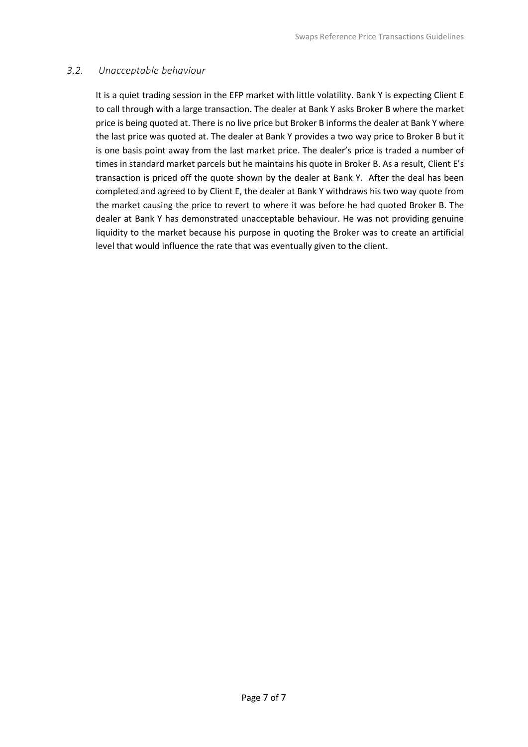### *3.2. Unacceptable behaviour*

It is a quiet trading session in the EFP market with little volatility. Bank Y is expecting Client E to call through with a large transaction. The dealer at Bank Y asks Broker B where the market price is being quoted at. There is no live price but Broker B informs the dealer at Bank Y where the last price was quoted at. The dealer at Bank Y provides a two way price to Broker B but it is one basis point away from the last market price. The dealer's price is traded a number of times in standard market parcels but he maintains his quote in Broker B. As a result, Client E's transaction is priced off the quote shown by the dealer at Bank Y. After the deal has been completed and agreed to by Client E, the dealer at Bank Y withdraws his two way quote from the market causing the price to revert to where it was before he had quoted Broker B. The dealer at Bank Y has demonstrated unacceptable behaviour. He was not providing genuine liquidity to the market because his purpose in quoting the Broker was to create an artificial level that would influence the rate that was eventually given to the client.